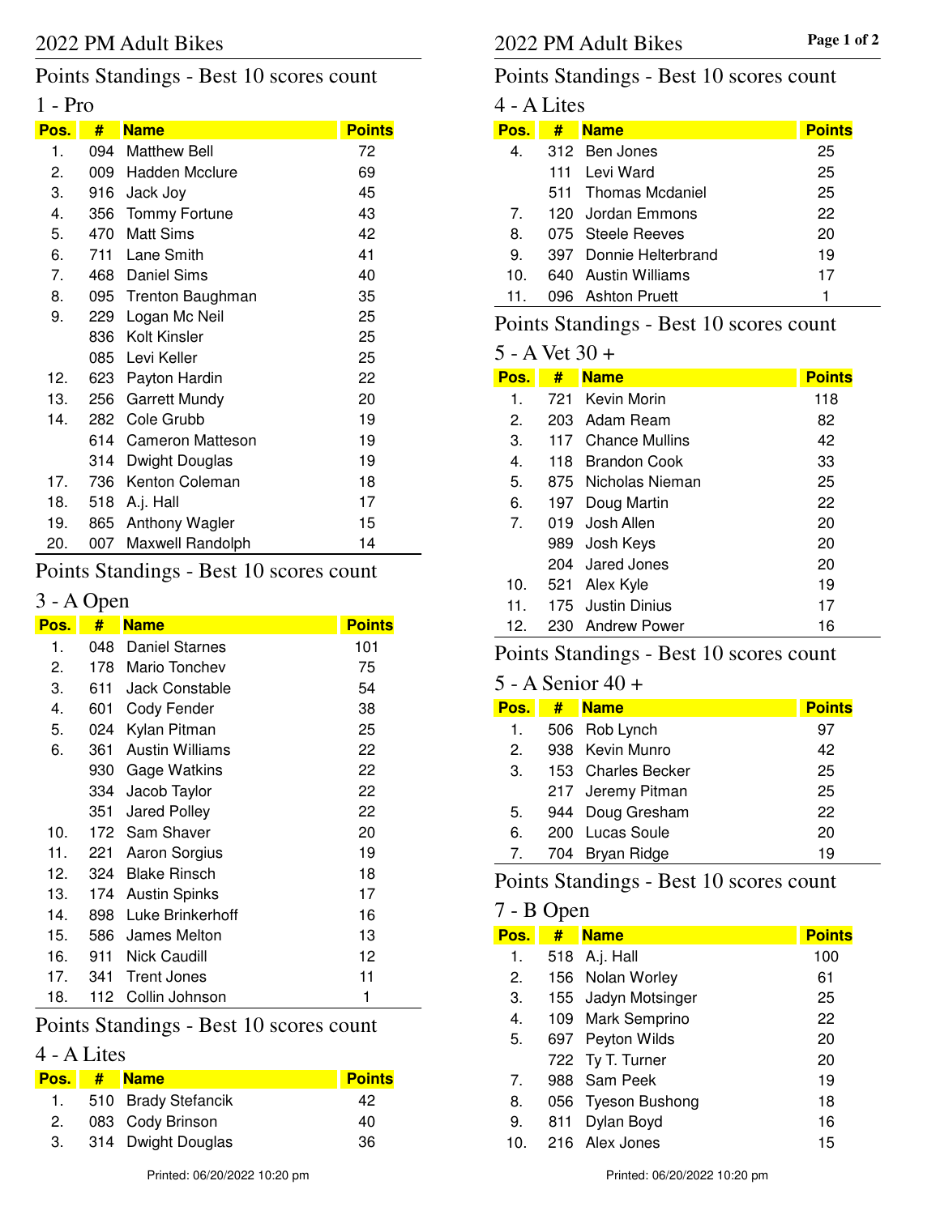# 2022 PM Adult Bikes

## Points Standings - Best 10 scores count

### 1 - Pro

| Pos. | # | Name | Points |
|---|---|---|---|
| 1. | 094 | Matthew Bell | 72 |
| 2. | 009 | Hadden Mcclure | 69 |
| 3. | 916 | Jack Joy | 45 |
| 4. | 356 | Tommy Fortune | 43 |
| 5. | 470 | Matt Sims | 42 |
| 6. | 711 | Lane Smith | 41 |
| 7. | 468 | Daniel Sims | 40 |
| 8. | 095 | Trenton Baughman | 35 |
| 9. | 229 | Logan Mc Neil | 25 |
| | 836 | Kolt Kinsler | 25 |
| | 085 | Levi Keller | 25 |
| 12. | 623 | Payton Hardin | 22 |
| 13. | 256 | Garrett Mundy | 20 |
| 14. | 282 | Cole Grubb | 19 |
| | 614 | Cameron Matteson | 19 |
| | 314 | Dwight Douglas | 19 |
| 17. | 736 | Kenton Coleman | 18 |
| 18. | 518 | A.j. Hall | 17 |
| 19. | 865 | Anthony Wagler | 15 |
| 20. | 007 | Maxwell Randolph | 14 |

## Points Standings - Best 10 scores count

### 3 - A Open

| Pos. | # | Name | Points |
|---|---|---|---|
| 1. | 048 | Daniel Starnes | 101 |
| 2. | 178 | Mario Tonchev | 75 |
| 3. | 611 | Jack Constable | 54 |
| 4. | 601 | Cody Fender | 38 |
| 5. | 024 | Kylan Pitman | 25 |
| 6. | 361 | Austin Williams | 22 |
| | 930 | Gage Watkins | 22 |
| | 334 | Jacob Taylor | 22 |
| | 351 | Jared Polley | 22 |
| 10. | 172 | Sam Shaver | 20 |
| 11. | 221 | Aaron Sorgius | 19 |
| 12. | 324 | Blake Rinsch | 18 |
| 13. | 174 | Austin Spinks | 17 |
| 14. | 898 | Luke Brinkerhoff | 16 |
| 15. | 586 | James Melton | 13 |
| 16. | 911 | Nick Caudill | 12 |
| 17. | 341 | Trent Jones | 11 |
| 18. | 112 | Collin Johnson | 1 |

## Points Standings - Best 10 scores count

### 4 - A Lites

| Pos. | # | Name | Points |
|---|---|---|---|
| 1. | 510 | Brady Stefancik | 42 |
| 2. | 083 | Cody Brinson | 40 |
| 3. | 314 | Dwight Douglas | 36 |
| 4. | 312 | Ben Jones | 25 |
| | 111 | Levi Ward | 25 |
| | 511 | Thomas Mcdaniel | 25 |
| 7. | 120 | Jordan Emmons | 22 |
| 8. | 075 | Steele Reeves | 20 |
| 9. | 397 | Donnie Helterbrand | 19 |
| 10. | 640 | Austin Williams | 17 |
| 11. | 096 | Ashton Pruett | 1 |

## Points Standings - Best 10 scores count

### 5 - A Vet 30 +

| Pos. | # | Name | Points |
|---|---|---|---|
| 1. | 721 | Kevin Morin | 118 |
| 2. | 203 | Adam Ream | 82 |
| 3. | 117 | Chance Mullins | 42 |
| 4. | 118 | Brandon Cook | 33 |
| 5. | 875 | Nicholas Nieman | 25 |
| 6. | 197 | Doug Martin | 22 |
| 7. | 019 | Josh Allen | 20 |
| | 989 | Josh Keys | 20 |
| | 204 | Jared Jones | 20 |
| 10. | 521 | Alex Kyle | 19 |
| 11. | 175 | Justin Dinius | 17 |
| 12. | 230 | Andrew Power | 16 |

## Points Standings - Best 10 scores count

### 5 - A Senior 40 +

| Pos. | # | Name | Points |
|---|---|---|---|
| 1. | 506 | Rob Lynch | 97 |
| 2. | 938 | Kevin Munro | 42 |
| 3. | 153 | Charles Becker | 25 |
| | 217 | Jeremy Pitman | 25 |
| 5. | 944 | Doug Gresham | 22 |
| 6. | 200 | Lucas Soule | 20 |
| 7. | 704 | Bryan Ridge | 19 |

## Points Standings - Best 10 scores count

### 7 - B Open

| Pos. | # | Name | Points |
|---|---|---|---|
| 1. | 518 | A.j. Hall | 100 |
| 2. | 156 | Nolan Worley | 61 |
| 3. | 155 | Jadyn Motsinger | 25 |
| 4. | 109 | Mark Semprino | 22 |
| 5. | 697 | Peyton Wilds | 20 |
| | 722 | Ty T. Turner | 20 |
| 7. | 988 | Sam Peek | 19 |
| 8. | 056 | Tyeson Bushong | 18 |
| 9. | 811 | Dylan Boyd | 16 |
| 10. | 216 | Alex Jones | 15 |

Printed: 06/20/2022 10:20 pm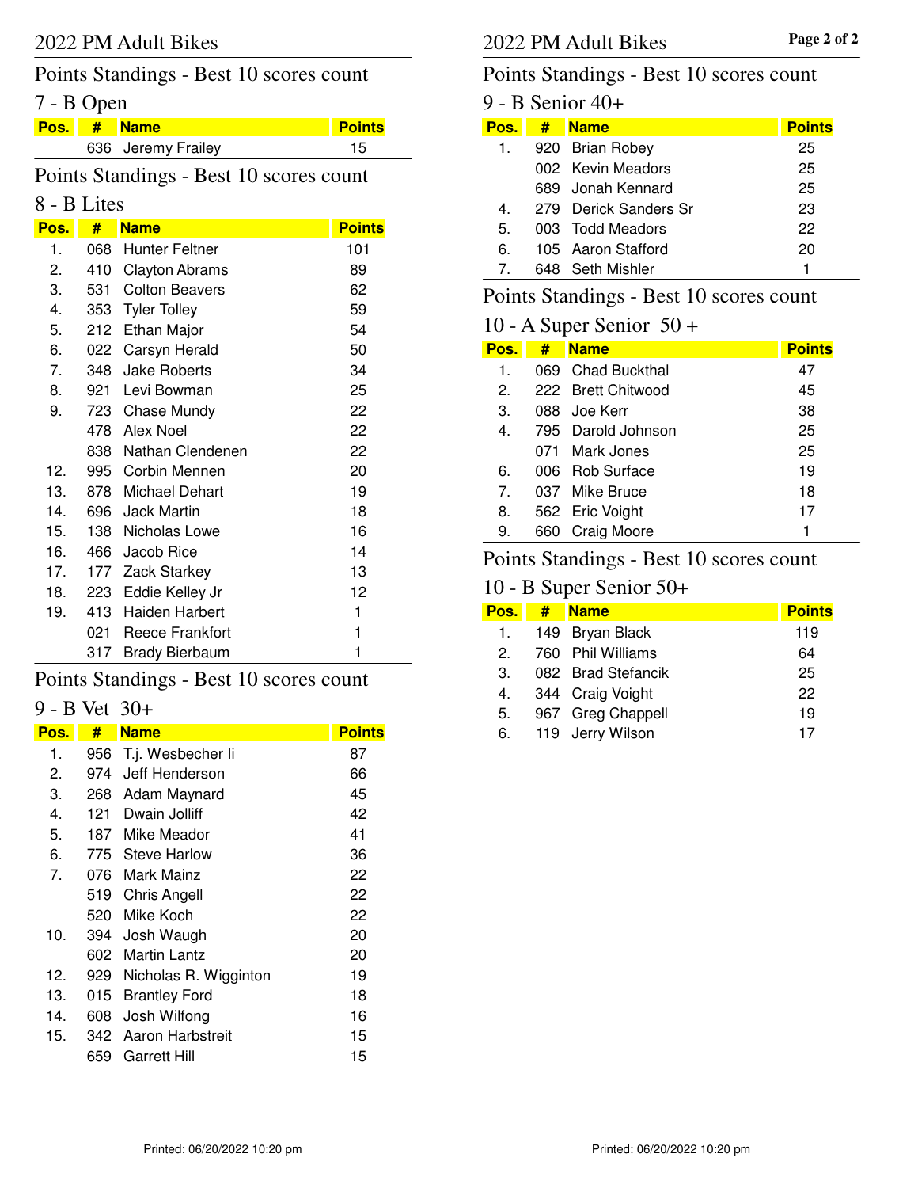## 2022 PM Adult Bikes

### Points Standings - Best 10 scores count

#### 7 - B Open

| Pos. | # | Name | Points |
|---|---|---|---|
| | 636 | Jeremy Frailey | 15 |

### Points Standings - Best 10 scores count

#### 8 - B Lites

| Pos. | # | Name | Points |
|---|---|---|---|
| 1. | 068 | Hunter Feltner | 101 |
| 2. | 410 | Clayton Abrams | 89 |
| 3. | 531 | Colton Beavers | 62 |
| 4. | 353 | Tyler Tolley | 59 |
| 5. | 212 | Ethan Major | 54 |
| 6. | 022 | Carsyn Herald | 50 |
| 7. | 348 | Jake Roberts | 34 |
| 8. | 921 | Levi Bowman | 25 |
| 9. | 723 | Chase Mundy | 22 |
| | 478 | Alex Noel | 22 |
| | 838 | Nathan Clendenen | 22 |
| 12. | 995 | Corbin Mennen | 20 |
| 13. | 878 | Michael Dehart | 19 |
| 14. | 696 | Jack Martin | 18 |
| 15. | 138 | Nicholas Lowe | 16 |
| 16. | 466 | Jacob Rice | 14 |
| 17. | 177 | Zack Starkey | 13 |
| 18. | 223 | Eddie Kelley Jr | 12 |
| 19. | 413 | Haiden Harbert | 1 |
| | 021 | Reece Frankfort | 1 |
| | 317 | Brady Bierbaum | 1 |

### Points Standings - Best 10 scores count

#### 9 - B Vet 30+

| Pos. | # | Name | Points |
|---|---|---|---|
| 1. | 956 | T.j. Wesbecher Ii | 87 |
| 2. | 974 | Jeff Henderson | 66 |
| 3. | 268 | Adam Maynard | 45 |
| 4. | 121 | Dwain Jolliff | 42 |
| 5. | 187 | Mike Meador | 41 |
| 6. | 775 | Steve Harlow | 36 |
| 7. | 076 | Mark Mainz | 22 |
| | 519 | Chris Angell | 22 |
| | 520 | Mike Koch | 22 |
| 10. | 394 | Josh Waugh | 20 |
| | 602 | Martin Lantz | 20 |
| 12. | 929 | Nicholas R. Wigginton | 19 |
| 13. | 015 | Brantley Ford | 18 |
| 14. | 608 | Josh Wilfong | 16 |
| 15. | 342 | Aaron Harbstreit | 15 |
| | 659 | Garrett Hill | 15 |

### Points Standings - Best 10 scores count

#### 9 - B Senior 40+

| Pos. | # | Name | Points |
|---|---|---|---|
| 1. | 920 | Brian Robey | 25 |
| | 002 | Kevin Meadors | 25 |
| | 689 | Jonah Kennard | 25 |
| 4. | 279 | Derick Sanders Sr | 23 |
| 5. | 003 | Todd Meadors | 22 |
| 6. | 105 | Aaron Stafford | 20 |
| 7. | 648 | Seth Mishler | 1 |

### Points Standings - Best 10 scores count

#### 10 - A Super Senior 50 +

| Pos. | # | Name | Points |
|---|---|---|---|
| 1. | 069 | Chad Buckthal | 47 |
| 2. | 222 | Brett Chitwood | 45 |
| 3. | 088 | Joe Kerr | 38 |
| 4. | 795 | Darold Johnson | 25 |
| | 071 | Mark Jones | 25 |
| 6. | 006 | Rob Surface | 19 |
| 7. | 037 | Mike Bruce | 18 |
| 8. | 562 | Eric Voight | 17 |
| 9. | 660 | Craig Moore | 1 |

### Points Standings - Best 10 scores count

#### 10 - B Super Senior 50+

| Pos. | # | Name | Points |
|---|---|---|---|
| 1. | 149 | Bryan Black | 119 |
| 2. | 760 | Phil Williams | 64 |
| 3. | 082 | Brad Stefancik | 25 |
| 4. | 344 | Craig Voight | 22 |
| 5. | 967 | Greg Chappell | 19 |
| 6. | 119 | Jerry Wilson | 17 |

Printed: 06/20/2022 10:20 pm